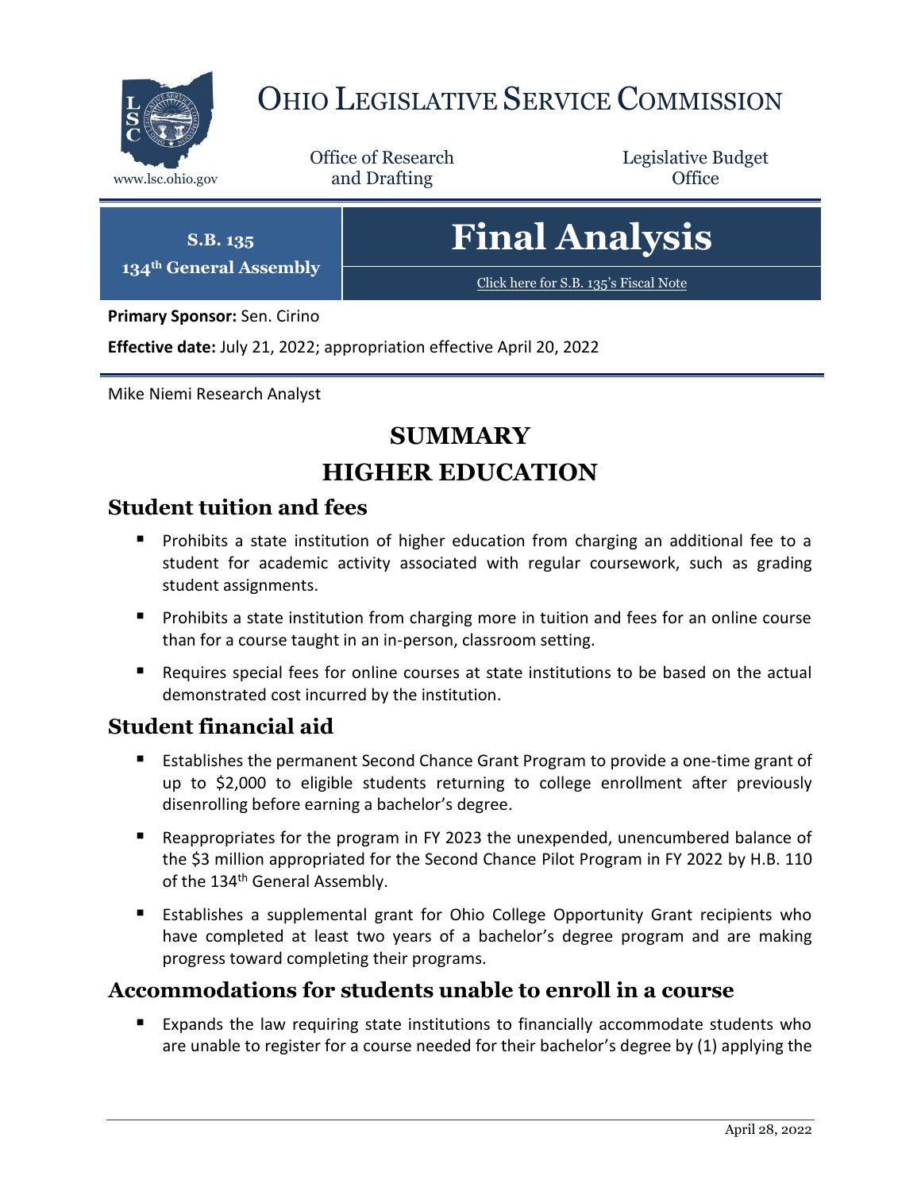# OHIO LEGISLATIVE SERVICE COMMISSION

www.lsc.ohio.gov

Office of Research and Drafting

Legislative Budget Office

**S.B. 135**
**134th General Assembly**

# Final Analysis

Click here for S.B. 135's Fiscal Note

**Primary Sponsor:** Sen. Cirino

**Effective date:** July 21, 2022; appropriation effective April 20, 2022

Mike Niemi Research Analyst

## SUMMARY

## HIGHER EDUCATION

### Student tuition and fees

- Prohibits a state institution of higher education from charging an additional fee to a student for academic activity associated with regular coursework, such as grading student assignments.
- Prohibits a state institution from charging more in tuition and fees for an online course than for a course taught in an in-person, classroom setting.
- Requires special fees for online courses at state institutions to be based on the actual demonstrated cost incurred by the institution.

### Student financial aid

- Establishes the permanent Second Chance Grant Program to provide a one-time grant of up to $2,000 to eligible students returning to college enrollment after previously disenrolling before earning a bachelor's degree.
- Reappropriates for the program in FY 2023 the unexpended, unencumbered balance of the $3 million appropriated for the Second Chance Pilot Program in FY 2022 by H.B. 110 of the 134th General Assembly.
- Establishes a supplemental grant for Ohio College Opportunity Grant recipients who have completed at least two years of a bachelor's degree program and are making progress toward completing their programs.

### Accommodations for students unable to enroll in a course

- Expands the law requiring state institutions to financially accommodate students who are unable to register for a course needed for their bachelor's degree by (1) applying the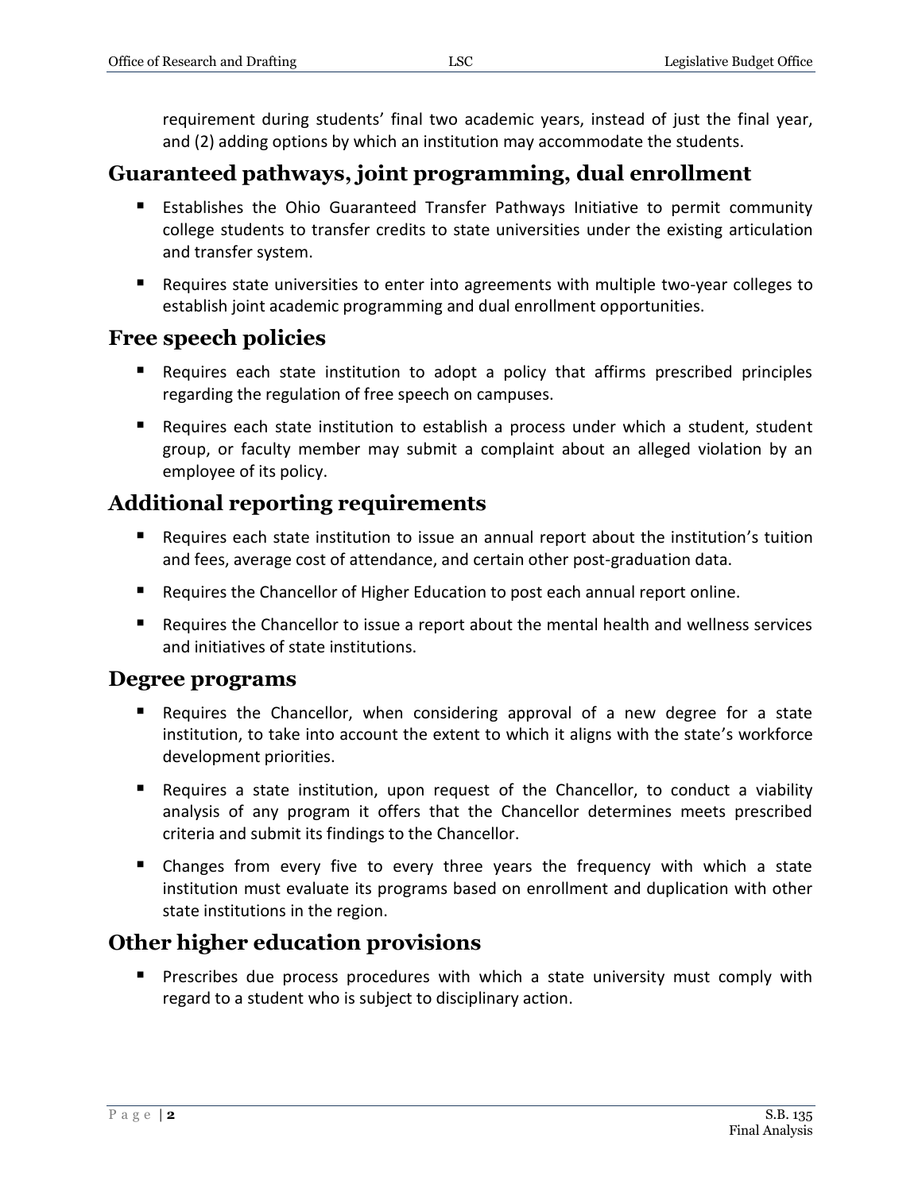requirement during students' final two academic years, instead of just the final year, and (2) adding options by which an institution may accommodate the students.

## Guaranteed pathways, joint programming, dual enrollment

- Establishes the Ohio Guaranteed Transfer Pathways Initiative to permit community college students to transfer credits to state universities under the existing articulation and transfer system.
- Requires state universities to enter into agreements with multiple two-year colleges to establish joint academic programming and dual enrollment opportunities.

## Free speech policies

- Requires each state institution to adopt a policy that affirms prescribed principles regarding the regulation of free speech on campuses.
- Requires each state institution to establish a process under which a student, student group, or faculty member may submit a complaint about an alleged violation by an employee of its policy.

## Additional reporting requirements

- Requires each state institution to issue an annual report about the institution's tuition and fees, average cost of attendance, and certain other post-graduation data.
- Requires the Chancellor of Higher Education to post each annual report online.
- Requires the Chancellor to issue a report about the mental health and wellness services and initiatives of state institutions.

## Degree programs

- Requires the Chancellor, when considering approval of a new degree for a state institution, to take into account the extent to which it aligns with the state's workforce development priorities.
- Requires a state institution, upon request of the Chancellor, to conduct a viability analysis of any program it offers that the Chancellor determines meets prescribed criteria and submit its findings to the Chancellor.
- Changes from every five to every three years the frequency with which a state institution must evaluate its programs based on enrollment and duplication with other state institutions in the region.

## Other higher education provisions

- Prescribes due process procedures with which a state university must comply with regard to a student who is subject to disciplinary action.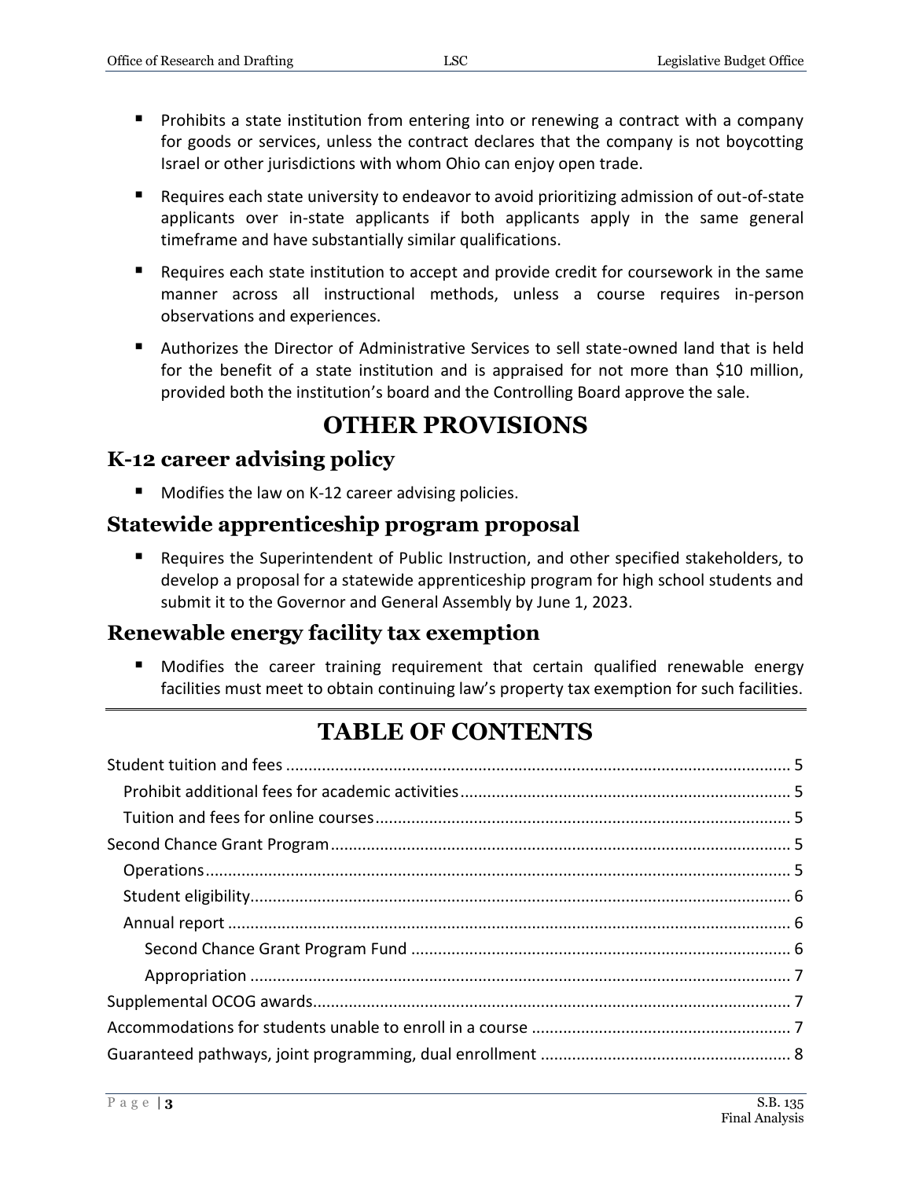- Prohibits a state institution from entering into or renewing a contract with a company for goods or services, unless the contract declares that the company is not boycotting Israel or other jurisdictions with whom Ohio can enjoy open trade.
- Requires each state university to endeavor to avoid prioritizing admission of out-of-state applicants over in-state applicants if both applicants apply in the same general timeframe and have substantially similar qualifications.
- Requires each state institution to accept and provide credit for coursework in the same manner across all instructional methods, unless a course requires in-person observations and experiences.
- Authorizes the Director of Administrative Services to sell state-owned land that is held for the benefit of a state institution and is appraised for not more than $10 million, provided both the institution's board and the Controlling Board approve the sale.

# OTHER PROVISIONS

## K-12 career advising policy

- Modifies the law on K-12 career advising policies.

## Statewide apprenticeship program proposal

- Requires the Superintendent of Public Instruction, and other specified stakeholders, to develop a proposal for a statewide apprenticeship program for high school students and submit it to the Governor and General Assembly by June 1, 2023.

## Renewable energy facility tax exemption

- Modifies the career training requirement that certain qualified renewable energy facilities must meet to obtain continuing law's property tax exemption for such facilities.

# TABLE OF CONTENTS

Student tuition and fees ..... 5
- Prohibit additional fees for academic activities ..... 5
- Tuition and fees for online courses ..... 5

Second Chance Grant Program ..... 5
- Operations ..... 5
- Student eligibility ..... 6
- Annual report ..... 6
  - Second Chance Grant Program Fund ..... 6
  - Appropriation ..... 7

Supplemental OCOG awards ..... 7

Accommodations for students unable to enroll in a course ..... 7

Guaranteed pathways, joint programming, dual enrollment ..... 8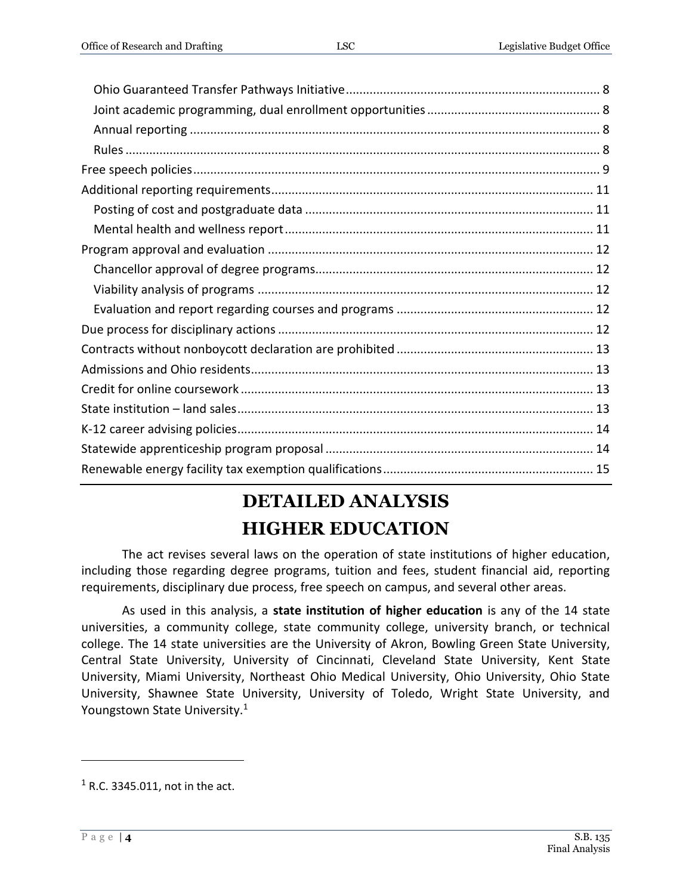Ohio Guaranteed Transfer Pathways Initiative .......... 8
Joint academic programming, dual enrollment opportunities .......... 8
Annual reporting .......... 8
Rules .......... 8
Free speech policies .......... 9
Additional reporting requirements .......... 11
Posting of cost and postgraduate data .......... 11
Mental health and wellness report .......... 11
Program approval and evaluation .......... 12
Chancellor approval of degree programs .......... 12
Viability analysis of programs .......... 12
Evaluation and report regarding courses and programs .......... 12
Due process for disciplinary actions .......... 12
Contracts without nonboycott declaration are prohibited .......... 13
Admissions and Ohio residents .......... 13
Credit for online coursework .......... 13
State institution – land sales .......... 13
K-12 career advising policies .......... 14
Statewide apprenticeship program proposal .......... 14
Renewable energy facility tax exemption qualifications .......... 15

# DETAILED ANALYSIS

# HIGHER EDUCATION

The act revises several laws on the operation of state institutions of higher education, including those regarding degree programs, tuition and fees, student financial aid, reporting requirements, disciplinary due process, free speech on campus, and several other areas.

As used in this analysis, a **state institution of higher education** is any of the 14 state universities, a community college, state community college, university branch, or technical college. The 14 state universities are the University of Akron, Bowling Green State University, Central State University, University of Cincinnati, Cleveland State University, Kent State University, Miami University, Northeast Ohio Medical University, Ohio University, Ohio State University, Shawnee State University, University of Toledo, Wright State University, and Youngstown State University.[1]

[1] R.C. 3345.011, not in the act.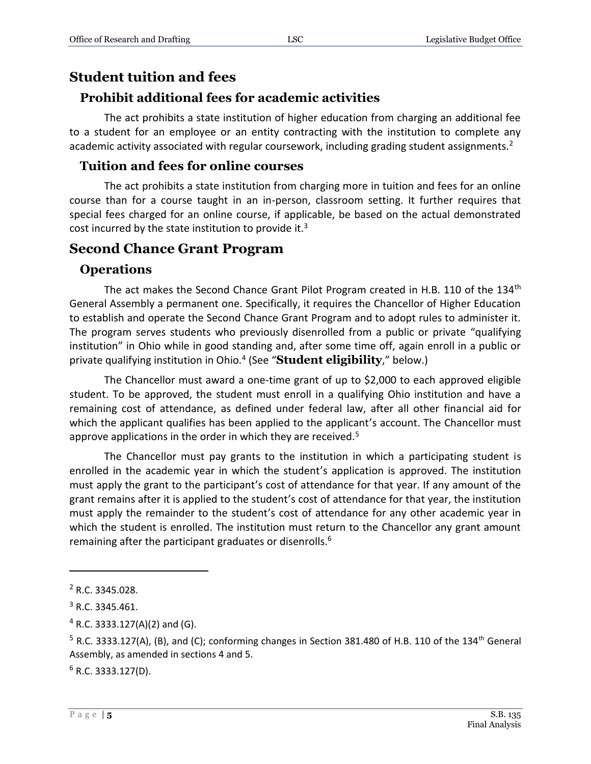## Student tuition and fees

### Prohibit additional fees for academic activities

The act prohibits a state institution of higher education from charging an additional fee to a student for an employee or an entity contracting with the institution to complete any academic activity associated with regular coursework, including grading student assignments.[2]

### Tuition and fees for online courses

The act prohibits a state institution from charging more in tuition and fees for an online course than for a course taught in an in-person, classroom setting. It further requires that special fees charged for an online course, if applicable, be based on the actual demonstrated cost incurred by the state institution to provide it.[3]

## Second Chance Grant Program

### Operations

The act makes the Second Chance Grant Pilot Program created in H.B. 110 of the 134th General Assembly a permanent one. Specifically, it requires the Chancellor of Higher Education to establish and operate the Second Chance Grant Program and to adopt rules to administer it. The program serves students who previously disenrolled from a public or private "qualifying institution" in Ohio while in good standing and, after some time off, again enroll in a public or private qualifying institution in Ohio.[4] (See "**Student eligibility**," below.)

The Chancellor must award a one-time grant of up to $2,000 to each approved eligible student. To be approved, the student must enroll in a qualifying Ohio institution and have a remaining cost of attendance, as defined under federal law, after all other financial aid for which the applicant qualifies has been applied to the applicant's account. The Chancellor must approve applications in the order in which they are received.[5]

The Chancellor must pay grants to the institution in which a participating student is enrolled in the academic year in which the student's application is approved. The institution must apply the grant to the participant's cost of attendance for that year. If any amount of the grant remains after it is applied to the student's cost of attendance for that year, the institution must apply the remainder to the student's cost of attendance for any other academic year in which the student is enrolled. The institution must return to the Chancellor any grant amount remaining after the participant graduates or disenrolls.[6]

---

[2] R.C. 3345.028.

[3] R.C. 3345.461.

[4] R.C. 3333.127(A)(2) and (G).

[5] R.C. 3333.127(A), (B), and (C); conforming changes in Section 381.480 of H.B. 110 of the 134th General Assembly, as amended in sections 4 and 5.

[6] R.C. 3333.127(D).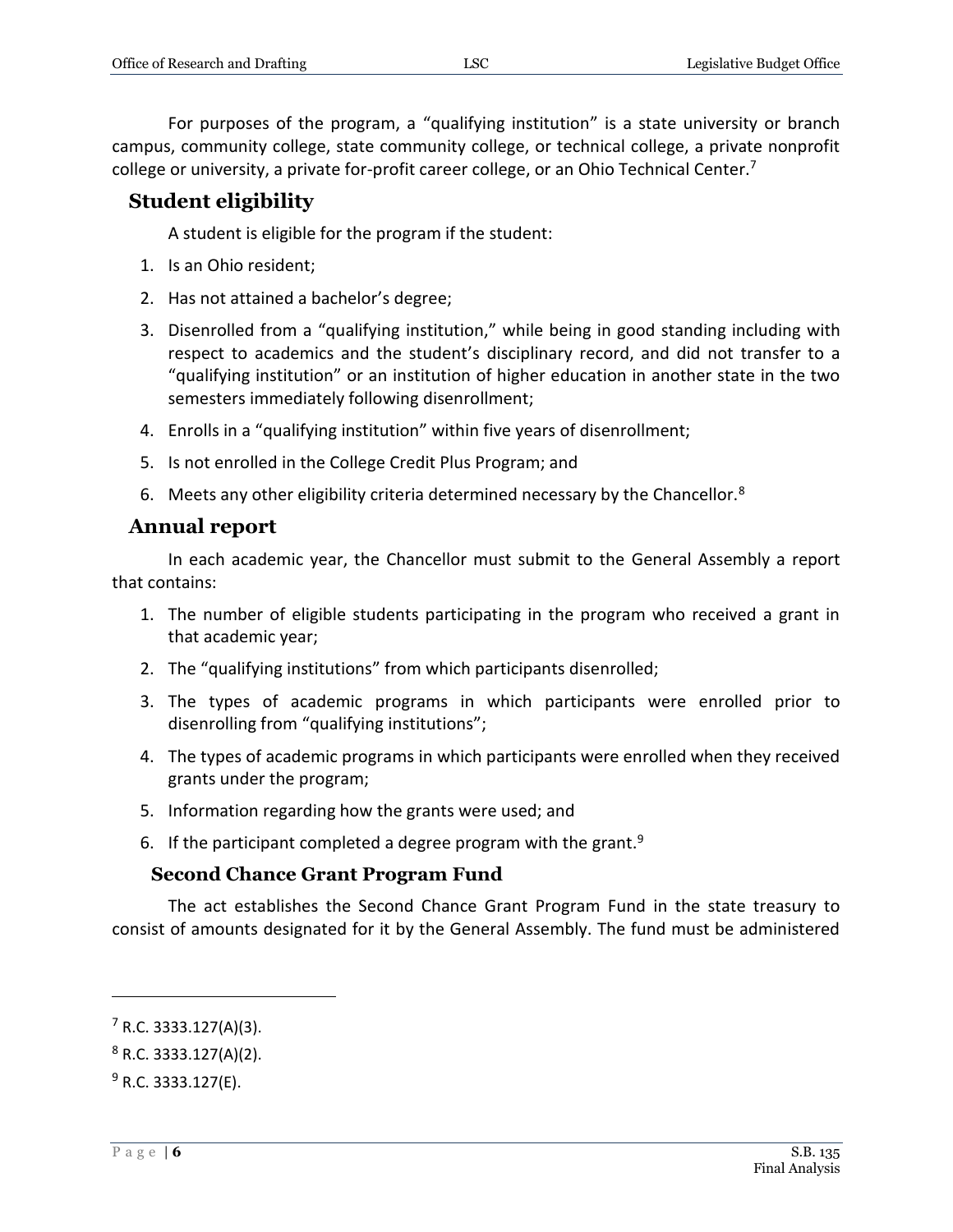For purposes of the program, a "qualifying institution" is a state university or branch campus, community college, state community college, or technical college, a private nonprofit college or university, a private for-profit career college, or an Ohio Technical Center.[7]

## Student eligibility

A student is eligible for the program if the student:

1. Is an Ohio resident;
2. Has not attained a bachelor's degree;
3. Disenrolled from a "qualifying institution," while being in good standing including with respect to academics and the student's disciplinary record, and did not transfer to a "qualifying institution" or an institution of higher education in another state in the two semesters immediately following disenrollment;
4. Enrolls in a "qualifying institution" within five years of disenrollment;
5. Is not enrolled in the College Credit Plus Program; and
6. Meets any other eligibility criteria determined necessary by the Chancellor.[8]

## Annual report

In each academic year, the Chancellor must submit to the General Assembly a report that contains:

1. The number of eligible students participating in the program who received a grant in that academic year;
2. The "qualifying institutions" from which participants disenrolled;
3. The types of academic programs in which participants were enrolled prior to disenrolling from "qualifying institutions";
4. The types of academic programs in which participants were enrolled when they received grants under the program;
5. Information regarding how the grants were used; and
6. If the participant completed a degree program with the grant.[9]

### Second Chance Grant Program Fund

The act establishes the Second Chance Grant Program Fund in the state treasury to consist of amounts designated for it by the General Assembly. The fund must be administered

---

[7] R.C. 3333.127(A)(3).

[8] R.C. 3333.127(A)(2).

[9] R.C. 3333.127(E).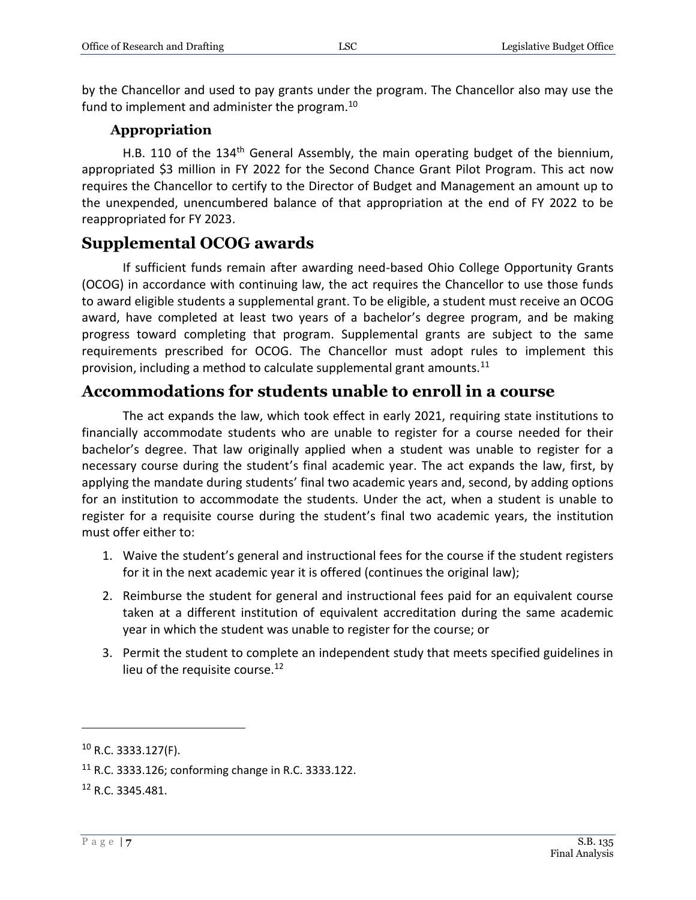by the Chancellor and used to pay grants under the program. The Chancellor also may use the fund to implement and administer the program.[10]

### Appropriation

H.B. 110 of the 134th General Assembly, the main operating budget of the biennium, appropriated $3 million in FY 2022 for the Second Chance Grant Pilot Program. This act now requires the Chancellor to certify to the Director of Budget and Management an amount up to the unexpended, unencumbered balance of that appropriation at the end of FY 2022 to be reappropriated for FY 2023.

## Supplemental OCOG awards

If sufficient funds remain after awarding need-based Ohio College Opportunity Grants (OCOG) in accordance with continuing law, the act requires the Chancellor to use those funds to award eligible students a supplemental grant. To be eligible, a student must receive an OCOG award, have completed at least two years of a bachelor's degree program, and be making progress toward completing that program. Supplemental grants are subject to the same requirements prescribed for OCOG. The Chancellor must adopt rules to implement this provision, including a method to calculate supplemental grant amounts.[11]

## Accommodations for students unable to enroll in a course

The act expands the law, which took effect in early 2021, requiring state institutions to financially accommodate students who are unable to register for a course needed for their bachelor's degree. That law originally applied when a student was unable to register for a necessary course during the student's final academic year. The act expands the law, first, by applying the mandate during students' final two academic years and, second, by adding options for an institution to accommodate the students. Under the act, when a student is unable to register for a requisite course during the student's final two academic years, the institution must offer either to:

1. Waive the student's general and instructional fees for the course if the student registers for it in the next academic year it is offered (continues the original law);
2. Reimburse the student for general and instructional fees paid for an equivalent course taken at a different institution of equivalent accreditation during the same academic year in which the student was unable to register for the course; or
3. Permit the student to complete an independent study that meets specified guidelines in lieu of the requisite course.[12]

---

[10] R.C. 3333.127(F).

[11] R.C. 3333.126; conforming change in R.C. 3333.122.

[12] R.C. 3345.481.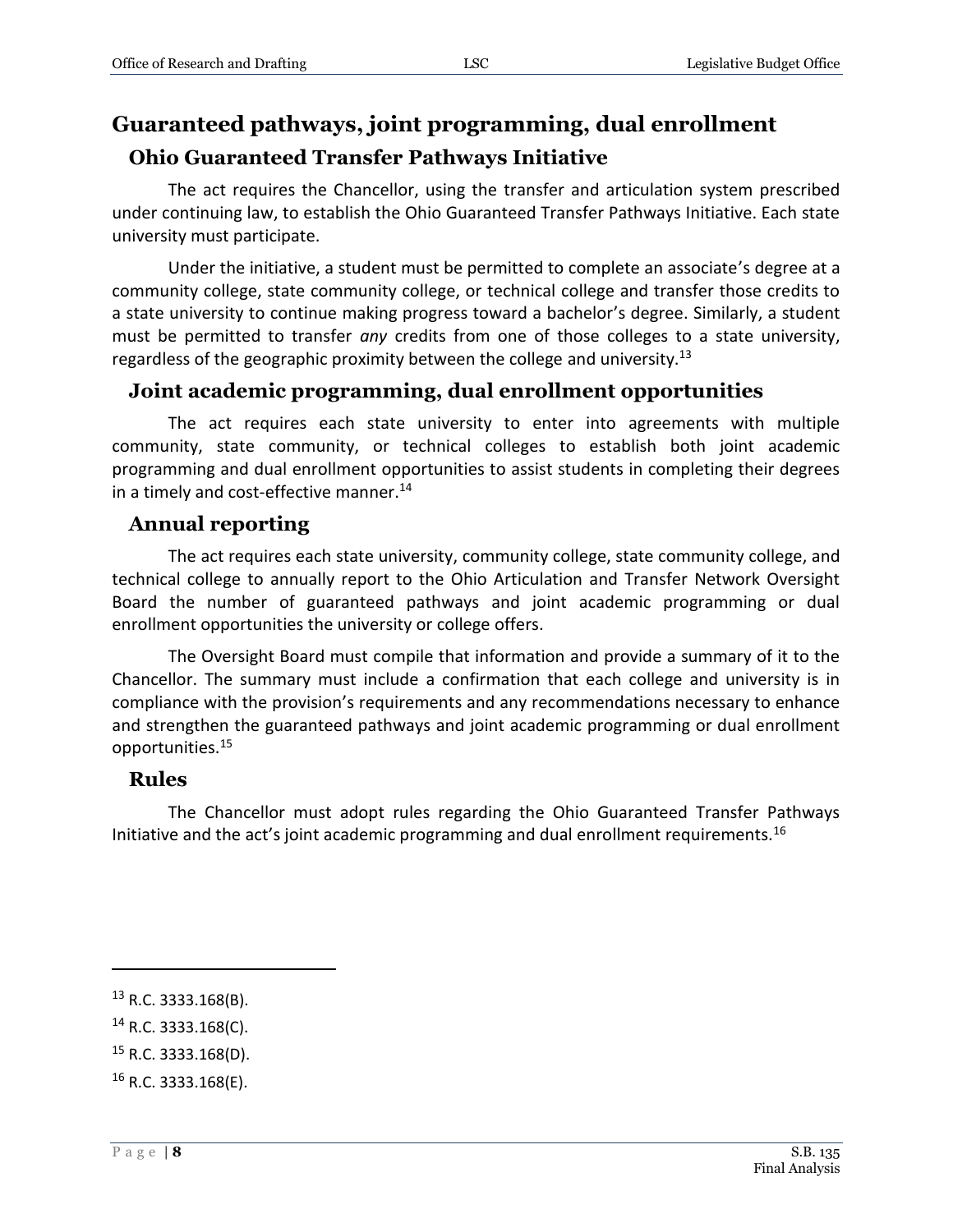## Guaranteed pathways, joint programming, dual enrollment

### Ohio Guaranteed Transfer Pathways Initiative

The act requires the Chancellor, using the transfer and articulation system prescribed under continuing law, to establish the Ohio Guaranteed Transfer Pathways Initiative. Each state university must participate.

Under the initiative, a student must be permitted to complete an associate's degree at a community college, state community college, or technical college and transfer those credits to a state university to continue making progress toward a bachelor's degree. Similarly, a student must be permitted to transfer *any* credits from one of those colleges to a state university, regardless of the geographic proximity between the college and university.[13]

### Joint academic programming, dual enrollment opportunities

The act requires each state university to enter into agreements with multiple community, state community, or technical colleges to establish both joint academic programming and dual enrollment opportunities to assist students in completing their degrees in a timely and cost-effective manner.[14]

### Annual reporting

The act requires each state university, community college, state community college, and technical college to annually report to the Ohio Articulation and Transfer Network Oversight Board the number of guaranteed pathways and joint academic programming or dual enrollment opportunities the university or college offers.

The Oversight Board must compile that information and provide a summary of it to the Chancellor. The summary must include a confirmation that each college and university is in compliance with the provision's requirements and any recommendations necessary to enhance and strengthen the guaranteed pathways and joint academic programming or dual enrollment opportunities.[15]

### Rules

The Chancellor must adopt rules regarding the Ohio Guaranteed Transfer Pathways Initiative and the act's joint academic programming and dual enrollment requirements.[16]

---

[13] R.C. 3333.168(B).

[14] R.C. 3333.168(C).

[15] R.C. 3333.168(D).

[16] R.C. 3333.168(E).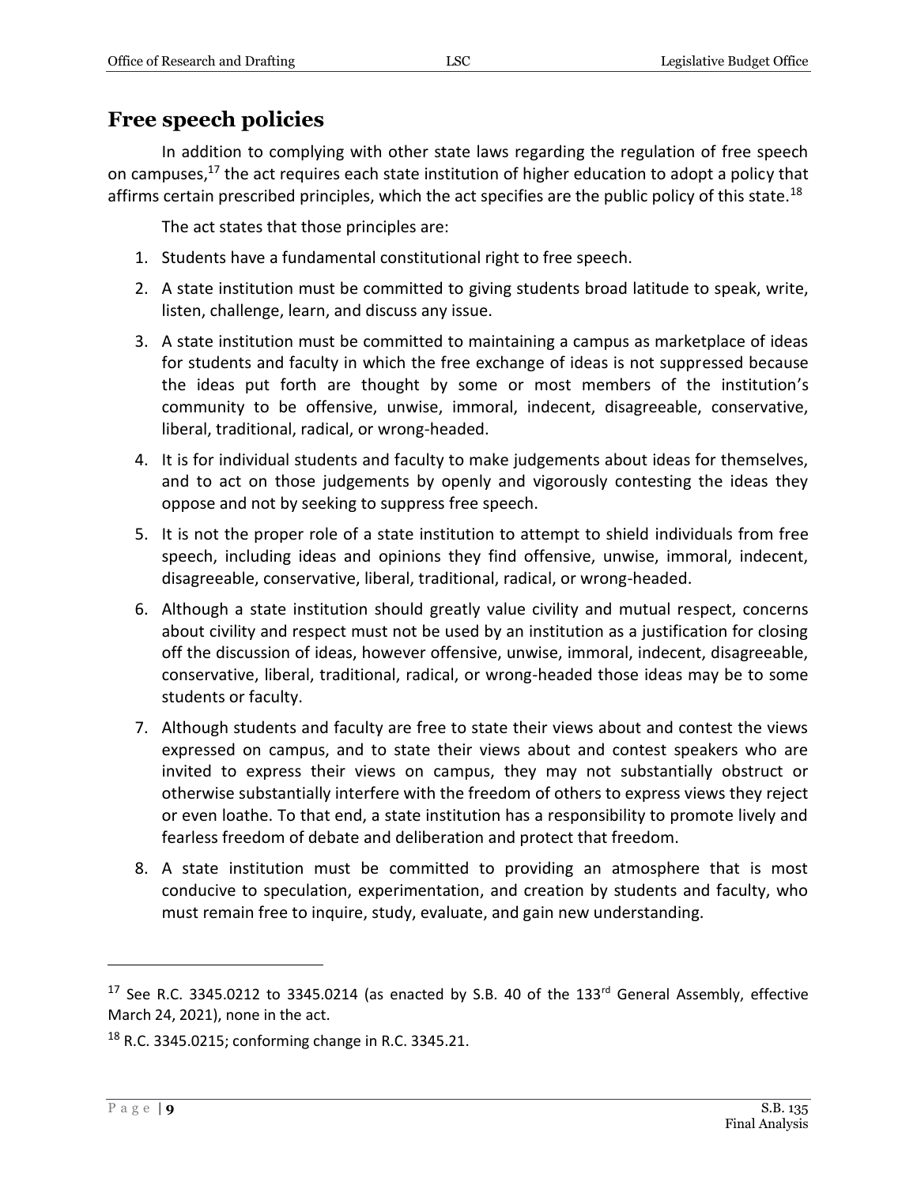## Free speech policies

In addition to complying with other state laws regarding the regulation of free speech on campuses,[17] the act requires each state institution of higher education to adopt a policy that affirms certain prescribed principles, which the act specifies are the public policy of this state.[18]

The act states that those principles are:

1. Students have a fundamental constitutional right to free speech.
2. A state institution must be committed to giving students broad latitude to speak, write, listen, challenge, learn, and discuss any issue.
3. A state institution must be committed to maintaining a campus as marketplace of ideas for students and faculty in which the free exchange of ideas is not suppressed because the ideas put forth are thought by some or most members of the institution's community to be offensive, unwise, immoral, indecent, disagreeable, conservative, liberal, traditional, radical, or wrong-headed.
4. It is for individual students and faculty to make judgements about ideas for themselves, and to act on those judgements by openly and vigorously contesting the ideas they oppose and not by seeking to suppress free speech.
5. It is not the proper role of a state institution to attempt to shield individuals from free speech, including ideas and opinions they find offensive, unwise, immoral, indecent, disagreeable, conservative, liberal, traditional, radical, or wrong-headed.
6. Although a state institution should greatly value civility and mutual respect, concerns about civility and respect must not be used by an institution as a justification for closing off the discussion of ideas, however offensive, unwise, immoral, indecent, disagreeable, conservative, liberal, traditional, radical, or wrong-headed those ideas may be to some students or faculty.
7. Although students and faculty are free to state their views about and contest the views expressed on campus, and to state their views about and contest speakers who are invited to express their views on campus, they may not substantially obstruct or otherwise substantially interfere with the freedom of others to express views they reject or even loathe. To that end, a state institution has a responsibility to promote lively and fearless freedom of debate and deliberation and protect that freedom.
8. A state institution must be committed to providing an atmosphere that is most conducive to speculation, experimentation, and creation by students and faculty, who must remain free to inquire, study, evaluate, and gain new understanding.

---

[17] See R.C. 3345.0212 to 3345.0214 (as enacted by S.B. 40 of the 133rd General Assembly, effective March 24, 2021), none in the act.

[18] R.C. 3345.0215; conforming change in R.C. 3345.21.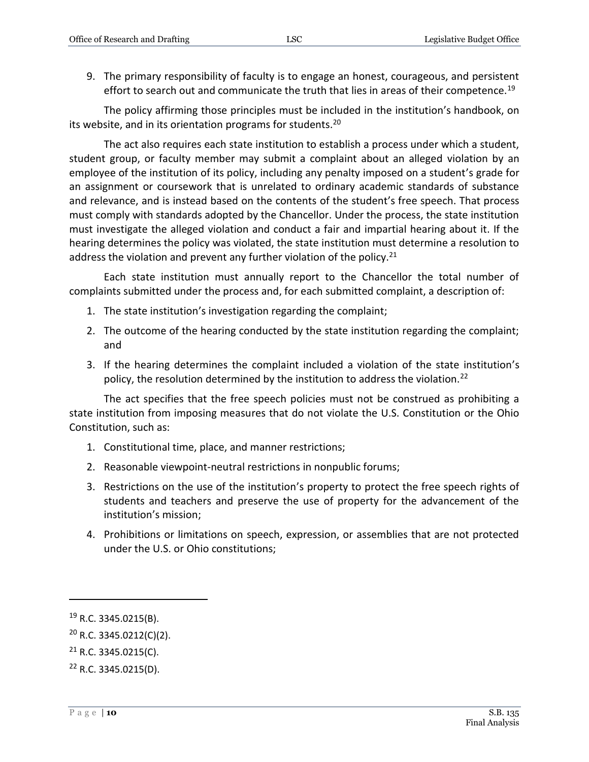9. The primary responsibility of faculty is to engage an honest, courageous, and persistent effort to search out and communicate the truth that lies in areas of their competence.[19]

The policy affirming those principles must be included in the institution's handbook, on its website, and in its orientation programs for students.[20]

The act also requires each state institution to establish a process under which a student, student group, or faculty member may submit a complaint about an alleged violation by an employee of the institution of its policy, including any penalty imposed on a student's grade for an assignment or coursework that is unrelated to ordinary academic standards of substance and relevance, and is instead based on the contents of the student's free speech. That process must comply with standards adopted by the Chancellor. Under the process, the state institution must investigate the alleged violation and conduct a fair and impartial hearing about it. If the hearing determines the policy was violated, the state institution must determine a resolution to address the violation and prevent any further violation of the policy.[21]

Each state institution must annually report to the Chancellor the total number of complaints submitted under the process and, for each submitted complaint, a description of:

1. The state institution's investigation regarding the complaint;
2. The outcome of the hearing conducted by the state institution regarding the complaint; and
3. If the hearing determines the complaint included a violation of the state institution's policy, the resolution determined by the institution to address the violation.[22]

The act specifies that the free speech policies must not be construed as prohibiting a state institution from imposing measures that do not violate the U.S. Constitution or the Ohio Constitution, such as:

1. Constitutional time, place, and manner restrictions;
2. Reasonable viewpoint-neutral restrictions in nonpublic forums;
3. Restrictions on the use of the institution's property to protect the free speech rights of students and teachers and preserve the use of property for the advancement of the institution's mission;
4. Prohibitions or limitations on speech, expression, or assemblies that are not protected under the U.S. or Ohio constitutions;

---

[19] R.C. 3345.0215(B).

[20] R.C. 3345.0212(C)(2).

[21] R.C. 3345.0215(C).

[22] R.C. 3345.0215(D).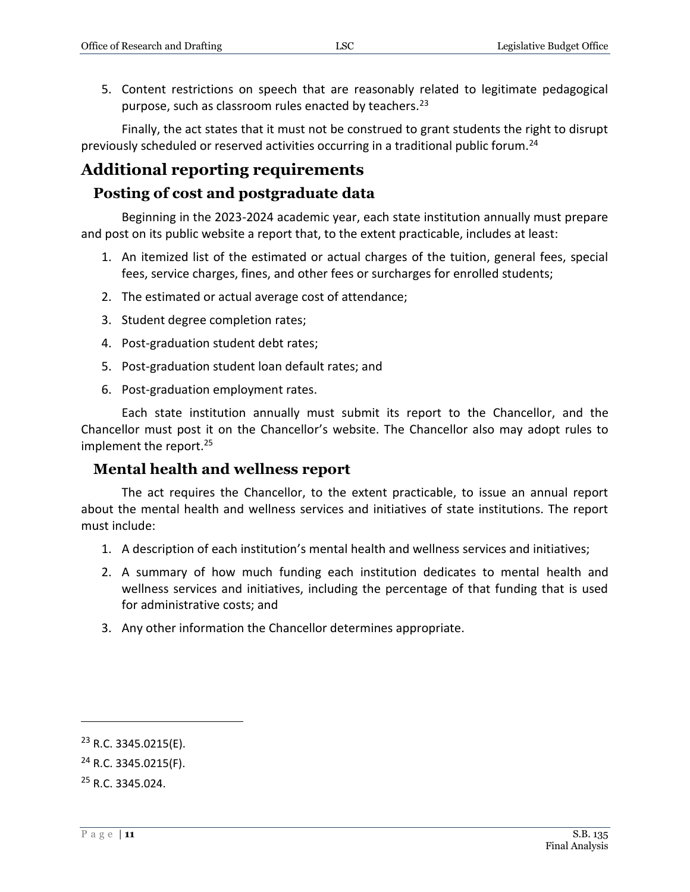5. Content restrictions on speech that are reasonably related to legitimate pedagogical purpose, such as classroom rules enacted by teachers.[23]

Finally, the act states that it must not be construed to grant students the right to disrupt previously scheduled or reserved activities occurring in a traditional public forum.[24]

## Additional reporting requirements

### Posting of cost and postgraduate data

Beginning in the 2023-2024 academic year, each state institution annually must prepare and post on its public website a report that, to the extent practicable, includes at least:

1. An itemized list of the estimated or actual charges of the tuition, general fees, special fees, service charges, fines, and other fees or surcharges for enrolled students;
2. The estimated or actual average cost of attendance;
3. Student degree completion rates;
4. Post-graduation student debt rates;
5. Post-graduation student loan default rates; and
6. Post-graduation employment rates.

Each state institution annually must submit its report to the Chancellor, and the Chancellor must post it on the Chancellor's website. The Chancellor also may adopt rules to implement the report.[25]

### Mental health and wellness report

The act requires the Chancellor, to the extent practicable, to issue an annual report about the mental health and wellness services and initiatives of state institutions. The report must include:

1. A description of each institution's mental health and wellness services and initiatives;
2. A summary of how much funding each institution dedicates to mental health and wellness services and initiatives, including the percentage of that funding that is used for administrative costs; and
3. Any other information the Chancellor determines appropriate.

---

[23] R.C. 3345.0215(E).

[24] R.C. 3345.0215(F).

[25] R.C. 3345.024.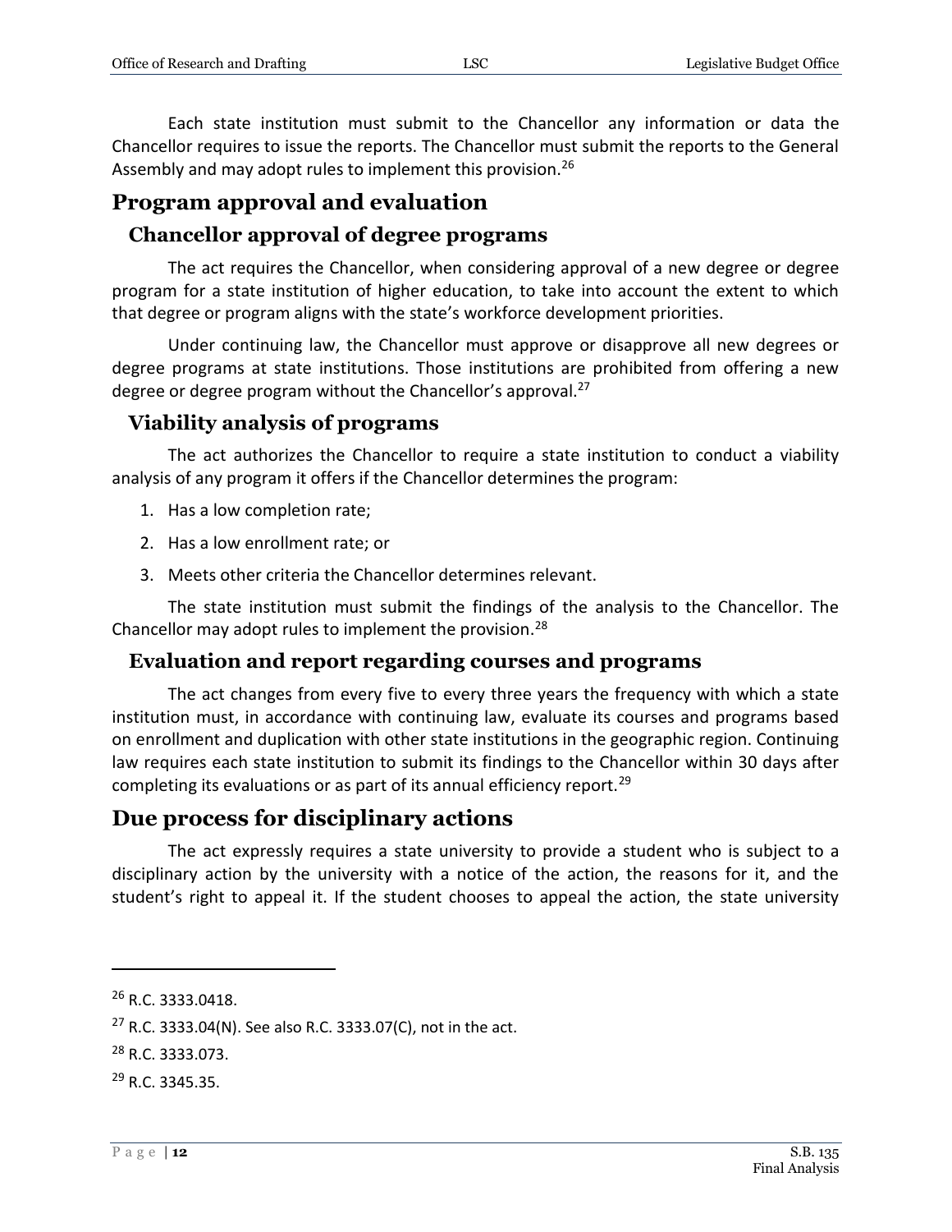Each state institution must submit to the Chancellor any information or data the Chancellor requires to issue the reports. The Chancellor must submit the reports to the General Assembly and may adopt rules to implement this provision.[26]

## Program approval and evaluation

### Chancellor approval of degree programs

The act requires the Chancellor, when considering approval of a new degree or degree program for a state institution of higher education, to take into account the extent to which that degree or program aligns with the state's workforce development priorities.

Under continuing law, the Chancellor must approve or disapprove all new degrees or degree programs at state institutions. Those institutions are prohibited from offering a new degree or degree program without the Chancellor's approval.[27]

### Viability analysis of programs

The act authorizes the Chancellor to require a state institution to conduct a viability analysis of any program it offers if the Chancellor determines the program:

1. Has a low completion rate;
2. Has a low enrollment rate; or
3. Meets other criteria the Chancellor determines relevant.

The state institution must submit the findings of the analysis to the Chancellor. The Chancellor may adopt rules to implement the provision.[28]

### Evaluation and report regarding courses and programs

The act changes from every five to every three years the frequency with which a state institution must, in accordance with continuing law, evaluate its courses and programs based on enrollment and duplication with other state institutions in the geographic region. Continuing law requires each state institution to submit its findings to the Chancellor within 30 days after completing its evaluations or as part of its annual efficiency report.[29]

## Due process for disciplinary actions

The act expressly requires a state university to provide a student who is subject to a disciplinary action by the university with a notice of the action, the reasons for it, and the student's right to appeal it. If the student chooses to appeal the action, the state university

---

[26] R.C. 3333.0418.

[27] R.C. 3333.04(N). See also R.C. 3333.07(C), not in the act.

[28] R.C. 3333.073.

[29] R.C. 3345.35.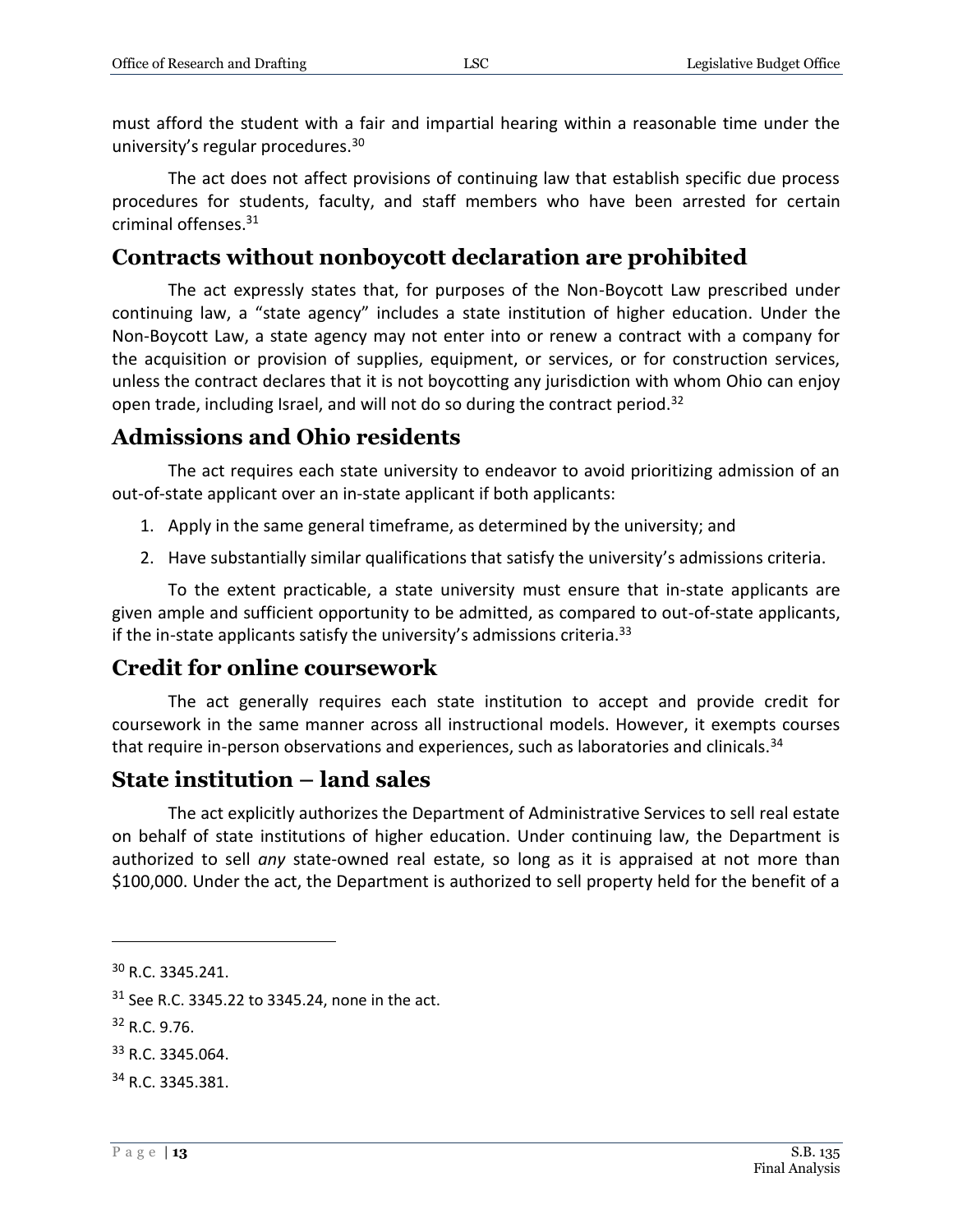must afford the student with a fair and impartial hearing within a reasonable time under the university's regular procedures.[30]

The act does not affect provisions of continuing law that establish specific due process procedures for students, faculty, and staff members who have been arrested for certain criminal offenses.[31]

## Contracts without nonboycott declaration are prohibited

The act expressly states that, for purposes of the Non-Boycott Law prescribed under continuing law, a "state agency" includes a state institution of higher education. Under the Non-Boycott Law, a state agency may not enter into or renew a contract with a company for the acquisition or provision of supplies, equipment, or services, or for construction services, unless the contract declares that it is not boycotting any jurisdiction with whom Ohio can enjoy open trade, including Israel, and will not do so during the contract period.[32]

## Admissions and Ohio residents

The act requires each state university to endeavor to avoid prioritizing admission of an out-of-state applicant over an in-state applicant if both applicants:

1. Apply in the same general timeframe, as determined by the university; and
2. Have substantially similar qualifications that satisfy the university's admissions criteria.

To the extent practicable, a state university must ensure that in-state applicants are given ample and sufficient opportunity to be admitted, as compared to out-of-state applicants, if the in-state applicants satisfy the university's admissions criteria.[33]

## Credit for online coursework

The act generally requires each state institution to accept and provide credit for coursework in the same manner across all instructional models. However, it exempts courses that require in-person observations and experiences, such as laboratories and clinicals.[34]

## State institution – land sales

The act explicitly authorizes the Department of Administrative Services to sell real estate on behalf of state institutions of higher education. Under continuing law, the Department is authorized to sell *any* state-owned real estate, so long as it is appraised at not more than $100,000. Under the act, the Department is authorized to sell property held for the benefit of a

---

[30] R.C. 3345.241.

[31] See R.C. 3345.22 to 3345.24, none in the act.

[32] R.C. 9.76.

[33] R.C. 3345.064.

[34] R.C. 3345.381.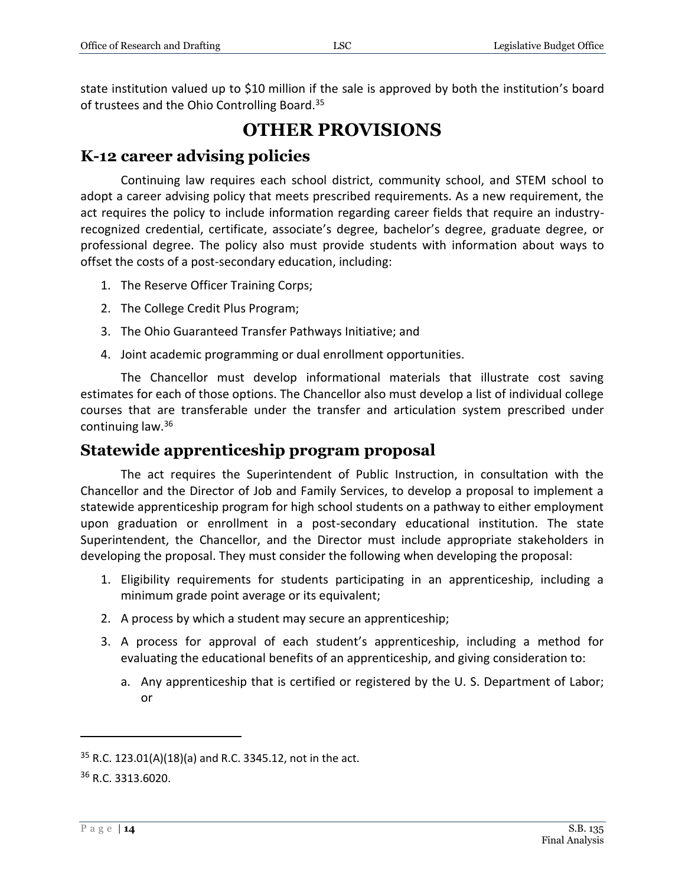state institution valued up to $10 million if the sale is approved by both the institution's board of trustees and the Ohio Controlling Board.[35]

# OTHER PROVISIONS

## K-12 career advising policies

Continuing law requires each school district, community school, and STEM school to adopt a career advising policy that meets prescribed requirements. As a new requirement, the act requires the policy to include information regarding career fields that require an industry-recognized credential, certificate, associate's degree, bachelor's degree, graduate degree, or professional degree. The policy also must provide students with information about ways to offset the costs of a post-secondary education, including:

1. The Reserve Officer Training Corps;
2. The College Credit Plus Program;
3. The Ohio Guaranteed Transfer Pathways Initiative; and
4. Joint academic programming or dual enrollment opportunities.

The Chancellor must develop informational materials that illustrate cost saving estimates for each of those options. The Chancellor also must develop a list of individual college courses that are transferable under the transfer and articulation system prescribed under continuing law.[36]

## Statewide apprenticeship program proposal

The act requires the Superintendent of Public Instruction, in consultation with the Chancellor and the Director of Job and Family Services, to develop a proposal to implement a statewide apprenticeship program for high school students on a pathway to either employment upon graduation or enrollment in a post-secondary educational institution. The state Superintendent, the Chancellor, and the Director must include appropriate stakeholders in developing the proposal. They must consider the following when developing the proposal:

1. Eligibility requirements for students participating in an apprenticeship, including a minimum grade point average or its equivalent;
2. A process by which a student may secure an apprenticeship;
3. A process for approval of each student's apprenticeship, including a method for evaluating the educational benefits of an apprenticeship, and giving consideration to:
   a. Any apprenticeship that is certified or registered by the U. S. Department of Labor; or

---

[35] R.C. 123.01(A)(18)(a) and R.C. 3345.12, not in the act.

[36] R.C. 3313.6020.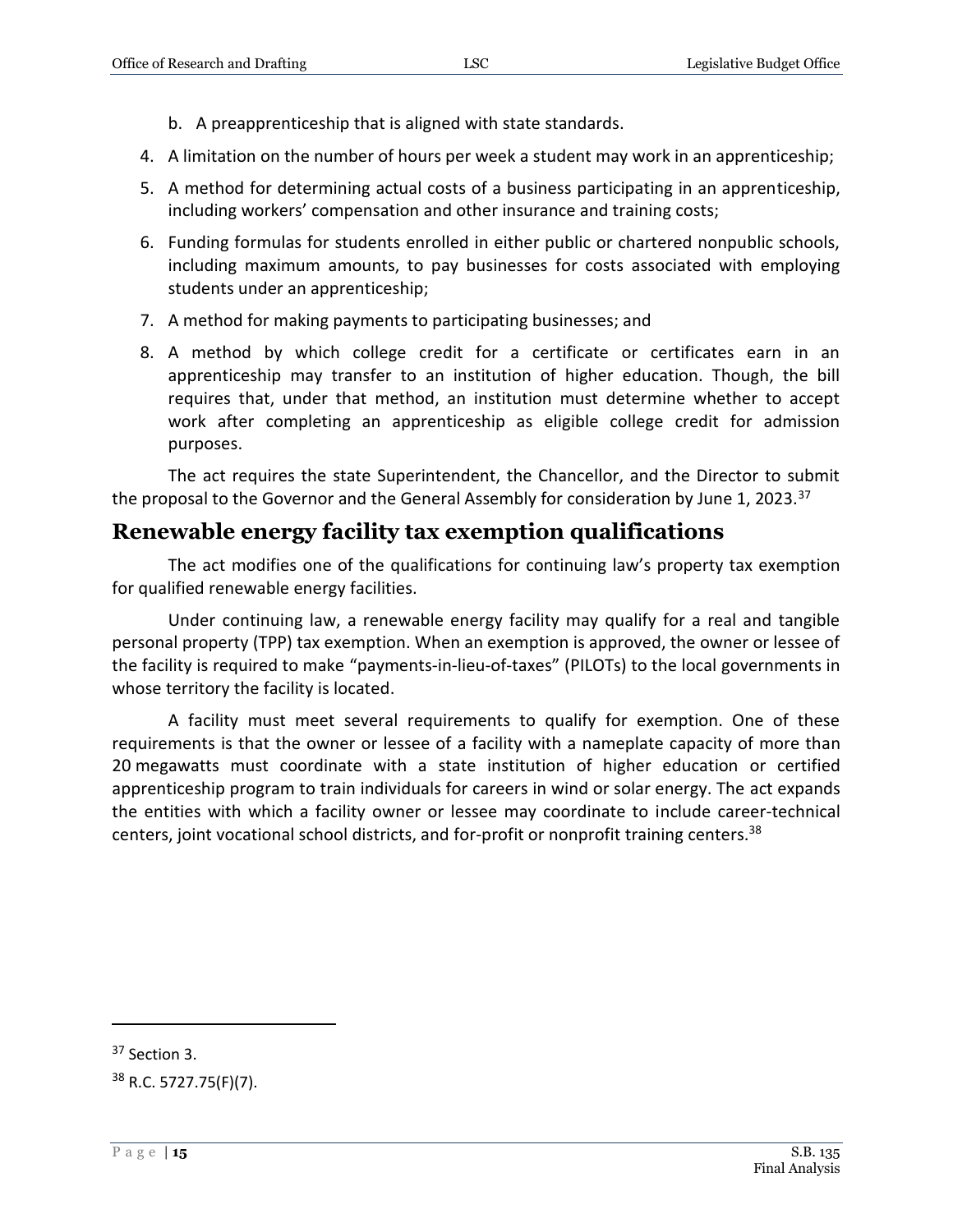b. A preapprenticeship that is aligned with state standards.

4. A limitation on the number of hours per week a student may work in an apprenticeship;
5. A method for determining actual costs of a business participating in an apprenticeship, including workers' compensation and other insurance and training costs;
6. Funding formulas for students enrolled in either public or chartered nonpublic schools, including maximum amounts, to pay businesses for costs associated with employing students under an apprenticeship;
7. A method for making payments to participating businesses; and
8. A method by which college credit for a certificate or certificates earn in an apprenticeship may transfer to an institution of higher education. Though, the bill requires that, under that method, an institution must determine whether to accept work after completing an apprenticeship as eligible college credit for admission purposes.

The act requires the state Superintendent, the Chancellor, and the Director to submit the proposal to the Governor and the General Assembly for consideration by June 1, 2023.[37]

## Renewable energy facility tax exemption qualifications

The act modifies one of the qualifications for continuing law's property tax exemption for qualified renewable energy facilities.

Under continuing law, a renewable energy facility may qualify for a real and tangible personal property (TPP) tax exemption. When an exemption is approved, the owner or lessee of the facility is required to make "payments-in-lieu-of-taxes" (PILOTs) to the local governments in whose territory the facility is located.

A facility must meet several requirements to qualify for exemption. One of these requirements is that the owner or lessee of a facility with a nameplate capacity of more than 20 megawatts must coordinate with a state institution of higher education or certified apprenticeship program to train individuals for careers in wind or solar energy. The act expands the entities with which a facility owner or lessee may coordinate to include career-technical centers, joint vocational school districts, and for-profit or nonprofit training centers.[38]

---

[37] Section 3.

[38] R.C. 5727.75(F)(7).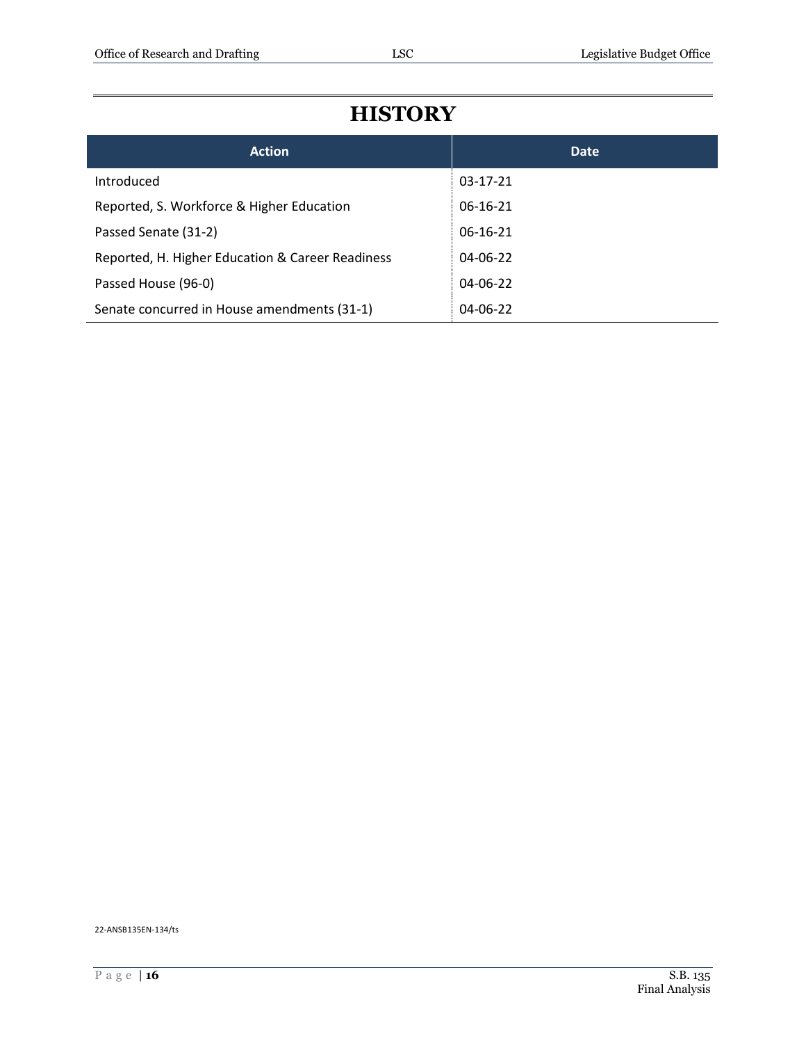# HISTORY

| Action | Date |
|---|---|
| Introduced | 03-17-21 |
| Reported, S. Workforce & Higher Education | 06-16-21 |
| Passed Senate (31-2) | 06-16-21 |
| Reported, H. Higher Education & Career Readiness | 04-06-22 |
| Passed House (96-0) | 04-06-22 |
| Senate concurred in House amendments (31-1) | 04-06-22 |

22-ANSB135EN-134/ts